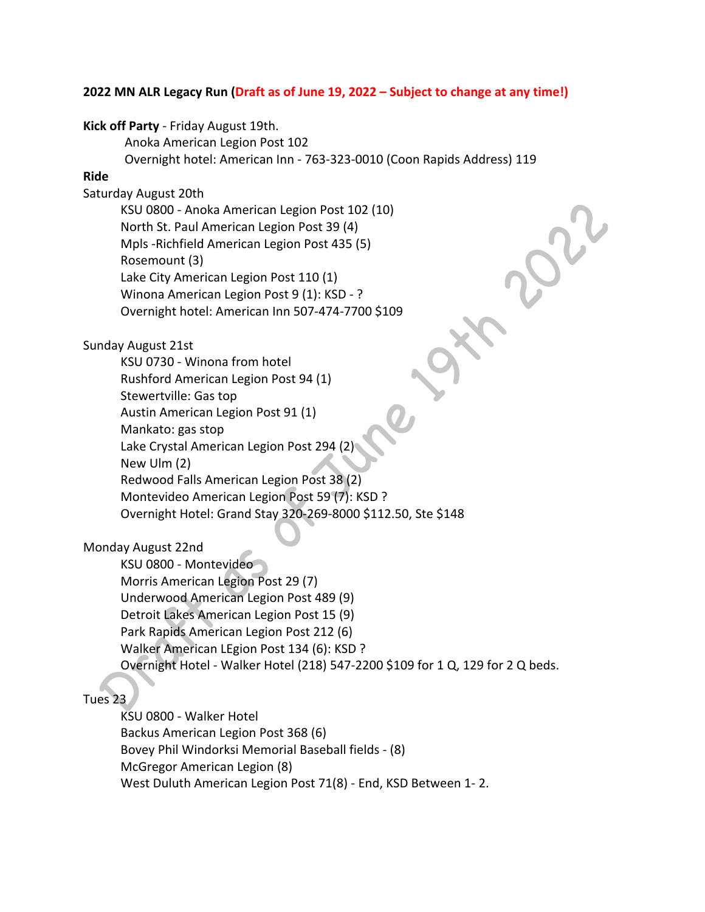**2022 MN ALR Legacy Run (Draft as of June 19, 2022 – Subject to change at any time!)**

**Kick off Party** - Friday August 19th.

Anoka American Legion Post 102
Overnight hotel: American Inn - 763-323-0010 (Coon Rapids Address) 119

**Ride**

Saturday August 20th

KSU 0800 - Anoka American Legion Post 102 (10)
North St. Paul American Legion Post 39 (4)
Mpls -Richfield American Legion Post 435 (5)
Rosemount (3)
Lake City American Legion Post 110 (1)
Winona American Legion Post 9 (1): KSD - ?
Overnight hotel: American Inn 507-474-7700 $109

Sunday August 21st

KSU 0730 - Winona from hotel
Rushford American Legion Post 94 (1)
Stewertville: Gas top
Austin American Legion Post 91 (1)
Mankato: gas stop
Lake Crystal American Legion Post 294 (2)
New Ulm (2)
Redwood Falls American Legion Post 38 (2)
Montevideo American Legion Post 59 (7): KSD ?
Overnight Hotel: Grand Stay 320-269-8000 $112.50, Ste $148

Monday August 22nd

KSU 0800 - Montevideo
Morris American Legion Post 29 (7)
Underwood American Legion Post 489 (9)
Detroit Lakes American Legion Post 15 (9)
Park Rapids American Legion Post 212 (6)
Walker American LEgion Post 134 (6): KSD ?
Overnight Hotel - Walker Hotel (218) 547-2200 $109 for 1 Q, 129 for 2 Q beds.

Tues 23

KSU 0800 - Walker Hotel
Backus American Legion Post 368 (6)
Bovey Phil Windorksi Memorial Baseball fields - (8)
McGregor American Legion (8)
West Duluth American Legion Post 71(8) - End, KSD Between 1- 2.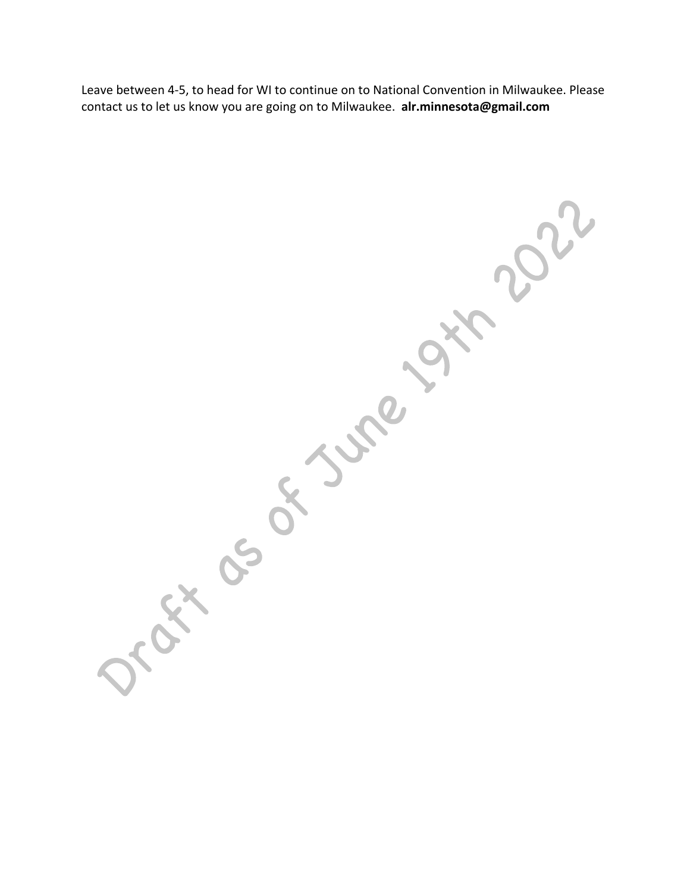Leave between 4-5, to head for WI to continue on to National Convention in Milwaukee. Please contact us to let us know you are going on to Milwaukee. **alr.minnesota@gmail.com**

Draft as of June 19th 2022